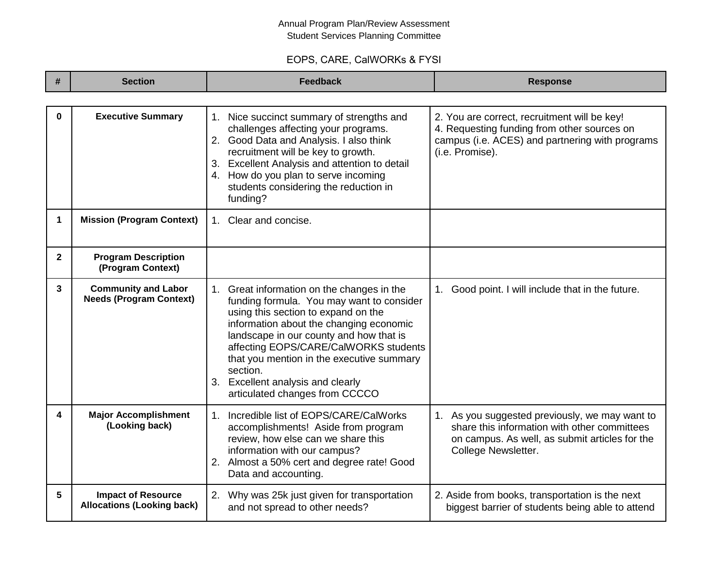Annual Program Plan/Review Assessment
Student Services Planning Committee

EOPS, CARE, CalWORKs & FYSI

| # | Section | Feedback | Response |
|---|---|---|---|
| 0 | **Executive Summary** | 1. Nice succinct summary of strengths and challenges affecting your programs.<br>2. Good Data and Analysis. I also think recruitment will be key to growth.<br>3. Excellent Analysis and attention to detail<br>4. How do you plan to serve incoming students considering the reduction in funding? | 2. You are correct, recruitment will be key!<br>4. Requesting funding from other sources on campus (i.e. ACES) and partnering with programs (i.e. Promise). |
| 1 | **Mission (Program Context)** | 1. Clear and concise. | |
| 2 | **Program Description (Program Context)** | | |
| 3 | **Community and Labor Needs (Program Context)** | 1. Great information on the changes in the funding formula. You may want to consider using this section to expand on the information about the changing economic landscape in our county and how that is affecting EOPS/CARE/CalWORKS students that you mention in the executive summary section.<br>3. Excellent analysis and clearly articulated changes from CCCCO | 1. Good point. I will include that in the future. |
| 4 | **Major Accomplishment (Looking back)** | 1. Incredible list of EOPS/CARE/CalWorks accomplishments! Aside from program review, how else can we share this information with our campus?<br>2. Almost a 50% cert and degree rate! Good Data and accounting. | 1. As you suggested previously, we may want to share this information with other committees on campus. As well, as submit articles for the College Newsletter. |
| 5 | **Impact of Resource Allocations (Looking back)** | 2. Why was 25k just given for transportation and not spread to other needs? | 2. Aside from books, transportation is the next biggest barrier of students being able to attend |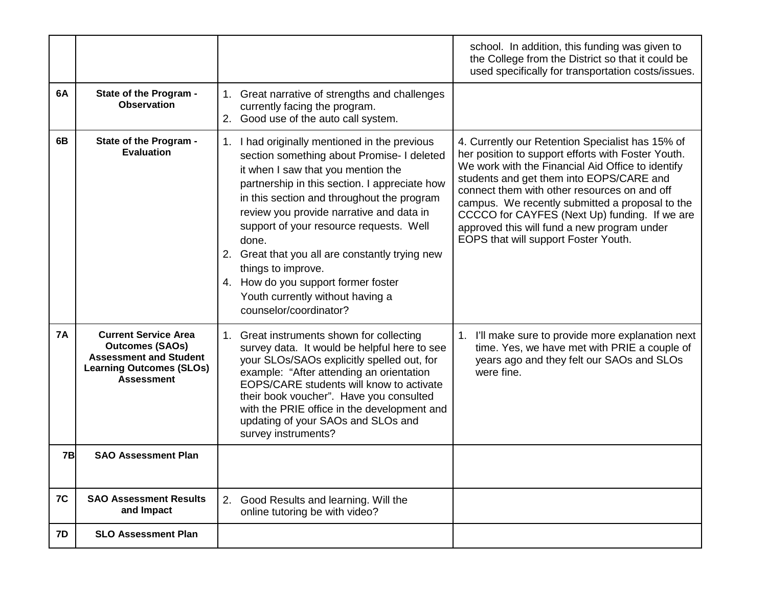| | | | |
|---|---|---|---|
| | | | school. In addition, this funding was given to the College from the District so that it could be used specifically for transportation costs/issues. |
| 6A | **State of the Program - Observation** | 1. Great narrative of strengths and challenges currently facing the program.<br>2. Good use of the auto call system. | |
| 6B | **State of the Program - Evaluation** | 1. I had originally mentioned in the previous section something about Promise- I deleted it when I saw that you mention the partnership in this section. I appreciate how in this section and throughout the program review you provide narrative and data in support of your resource requests. Well done.<br>2. Great that you all are constantly trying new things to improve.<br>4. How do you support former foster Youth currently without having a counselor/coordinator? | 4. Currently our Retention Specialist has 15% of her position to support efforts with Foster Youth. We work with the Financial Aid Office to identify students and get them into EOPS/CARE and connect them with other resources on and off campus. We recently submitted a proposal to the CCCCO for CAYFES (Next Up) funding. If we are approved this will fund a new program under EOPS that will support Foster Youth. |
| 7A | **Current Service Area Outcomes (SAOs) Assessment and Student Learning Outcomes (SLOs) Assessment** | 1. Great instruments shown for collecting survey data. It would be helpful here to see your SLOs/SAOs explicitly spelled out, for example: "After attending an orientation EOPS/CARE students will know to activate their book voucher". Have you consulted with the PRIE office in the development and updating of your SAOs and SLOs and survey instruments? | 1. I'll make sure to provide more explanation next time. Yes, we have met with PRIE a couple of years ago and they felt our SAOs and SLOs were fine. |
| 7B | **SAO Assessment Plan** | | |
| 7C | **SAO Assessment Results and Impact** | 2. Good Results and learning. Will the online tutoring be with video? | |
| 7D | **SLO Assessment Plan** | | |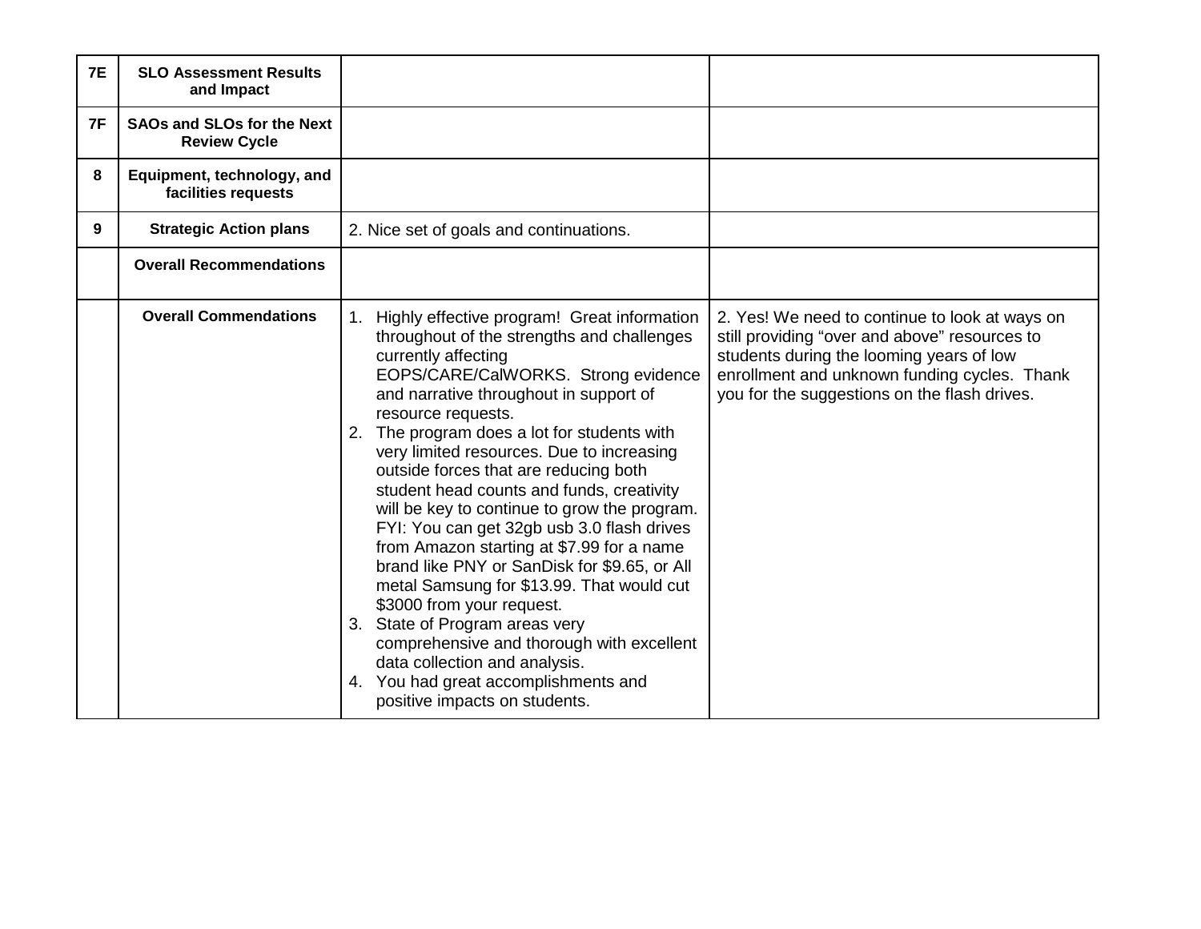| | | | |
|---|---|---|---|
| **7E** | **SLO Assessment Results and Impact** | | |
| **7F** | **SAOs and SLOs for the Next Review Cycle** | | |
| **8** | **Equipment, technology, and facilities requests** | | |
| **9** | **Strategic Action plans** | 2. Nice set of goals and continuations. | |
| | **Overall Recommendations** | | |
| | **Overall Commendations** | 1. Highly effective program! Great information throughout of the strengths and challenges currently affecting EOPS/CARE/CalWORKS. Strong evidence and narrative throughout in support of resource requests.<br>2. The program does a lot for students with very limited resources. Due to increasing outside forces that are reducing both student head counts and funds, creativity will be key to continue to grow the program. FYI: You can get 32gb usb 3.0 flash drives from Amazon starting at $7.99 for a name brand like PNY or SanDisk for $9.65, or All metal Samsung for $13.99. That would cut $3000 from your request.<br>3. State of Program areas very comprehensive and thorough with excellent data collection and analysis.<br>4. You had great accomplishments and positive impacts on students. | 2. Yes! We need to continue to look at ways on still providing "over and above" resources to students during the looming years of low enrollment and unknown funding cycles. Thank you for the suggestions on the flash drives. |